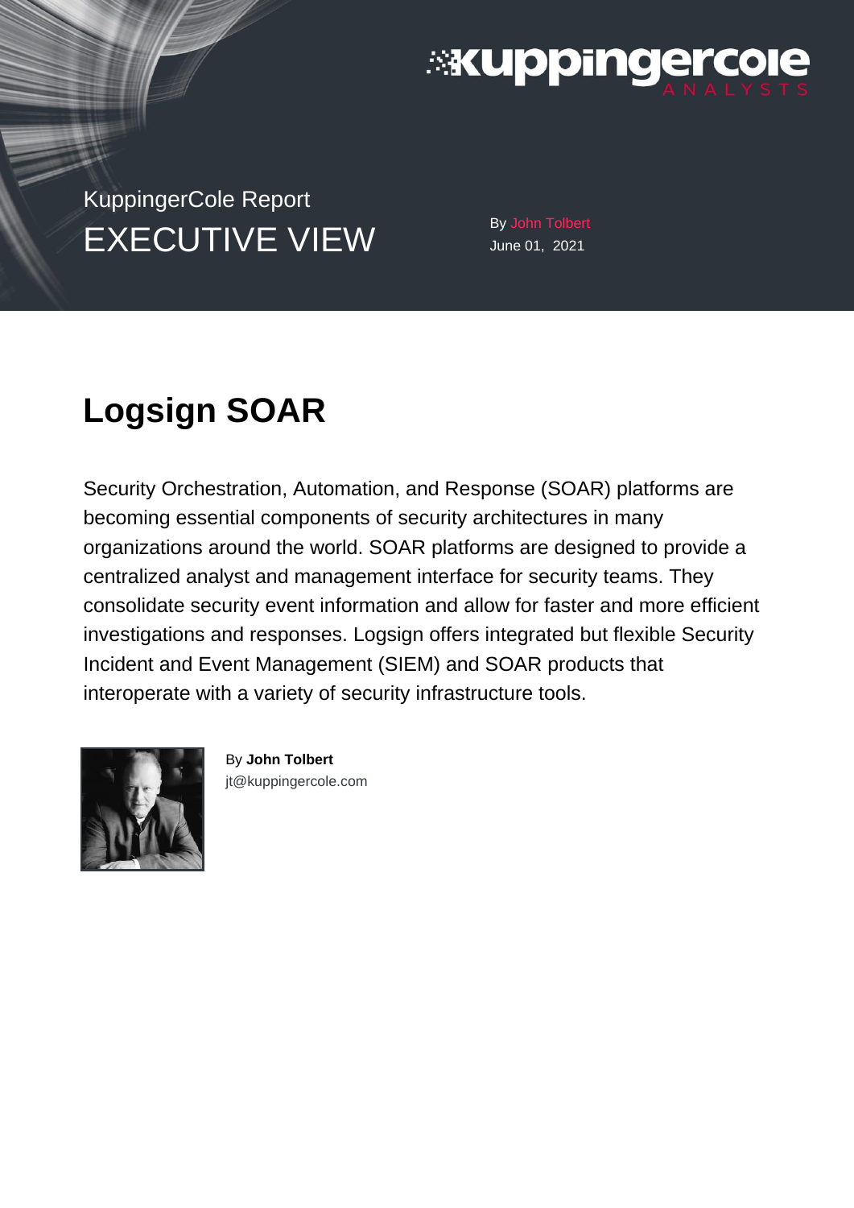KuppingerCole Report

EXECUTIVE VIEW

By John Tolbert
June 01, 2021

# Logsign SOAR

Security Orchestration, Automation, and Response (SOAR) platforms are becoming essential components of security architectures in many organizations around the world. SOAR platforms are designed to provide a centralized analyst and management interface for security teams. They consolidate security event information and allow for faster and more efficient investigations and responses. Logsign offers integrated but flexible Security Incident and Event Management (SIEM) and SOAR products that interoperate with a variety of security infrastructure tools.

By **John Tolbert**
jt@kuppingercole.com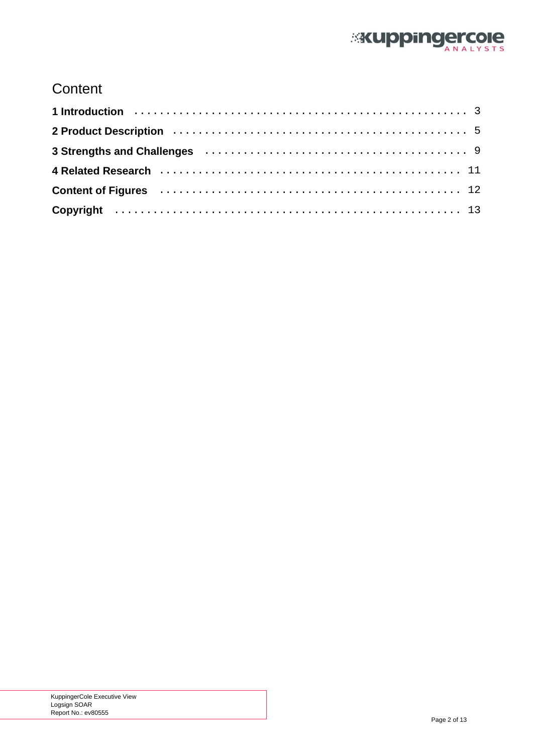# Content

**1 Introduction** . . . . . . . . . . . . . . . . . . . . . . . . . . . . . . . . . . . . . . . . . . . . . . . . . 3

**2 Product Description** . . . . . . . . . . . . . . . . . . . . . . . . . . . . . . . . . . . . . . . . . . . . . 5

**3 Strengths and Challenges** . . . . . . . . . . . . . . . . . . . . . . . . . . . . . . . . . . . . . . . . 9

**4 Related Research** . . . . . . . . . . . . . . . . . . . . . . . . . . . . . . . . . . . . . . . . . . . . . . 11

**Content of Figures** . . . . . . . . . . . . . . . . . . . . . . . . . . . . . . . . . . . . . . . . . . . . . . 12

**Copyright** . . . . . . . . . . . . . . . . . . . . . . . . . . . . . . . . . . . . . . . . . . . . . . . . . . . . . 13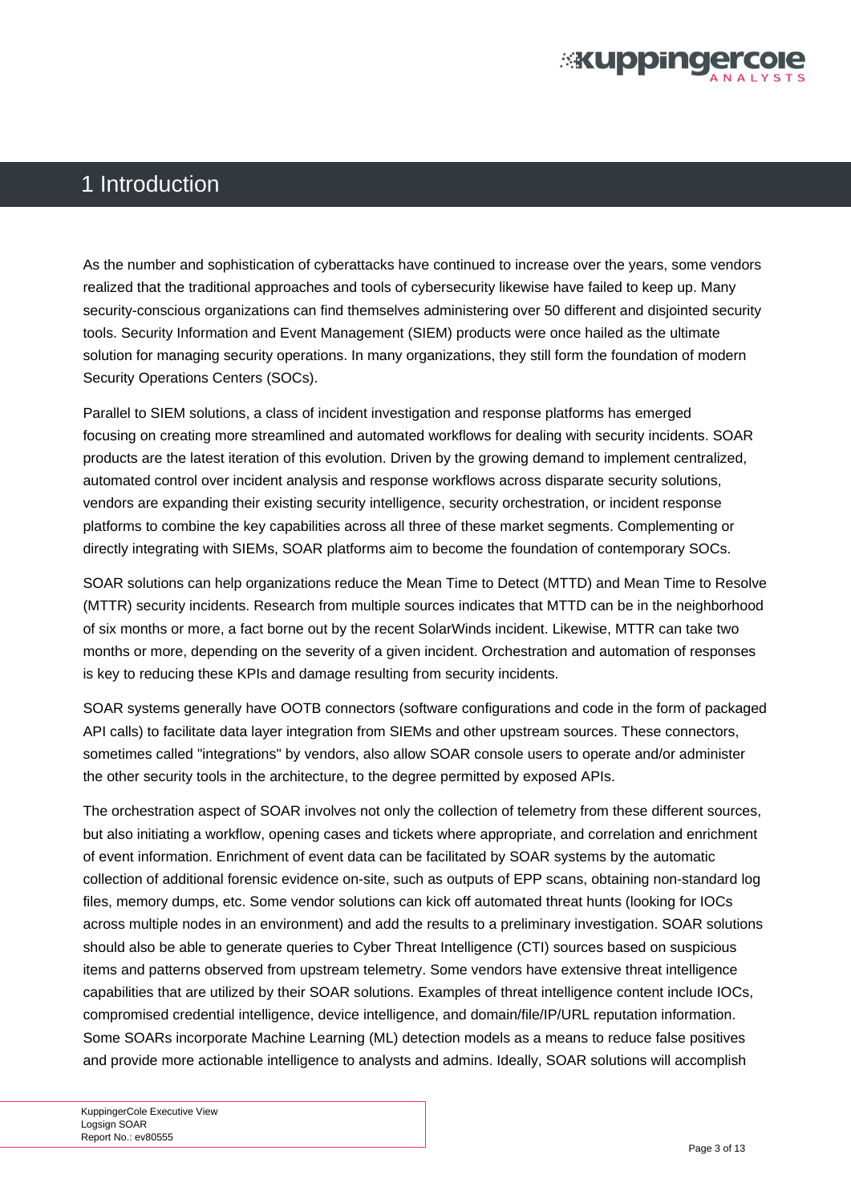# 1 Introduction

As the number and sophistication of cyberattacks have continued to increase over the years, some vendors realized that the traditional approaches and tools of cybersecurity likewise have failed to keep up. Many security-conscious organizations can find themselves administering over 50 different and disjointed security tools. Security Information and Event Management (SIEM) products were once hailed as the ultimate solution for managing security operations. In many organizations, they still form the foundation of modern Security Operations Centers (SOCs).

Parallel to SIEM solutions, a class of incident investigation and response platforms has emerged focusing on creating more streamlined and automated workflows for dealing with security incidents. SOAR products are the latest iteration of this evolution. Driven by the growing demand to implement centralized, automated control over incident analysis and response workflows across disparate security solutions, vendors are expanding their existing security intelligence, security orchestration, or incident response platforms to combine the key capabilities across all three of these market segments. Complementing or directly integrating with SIEMs, SOAR platforms aim to become the foundation of contemporary SOCs.

SOAR solutions can help organizations reduce the Mean Time to Detect (MTTD) and Mean Time to Resolve (MTTR) security incidents. Research from multiple sources indicates that MTTD can be in the neighborhood of six months or more, a fact borne out by the recent SolarWinds incident. Likewise, MTTR can take two months or more, depending on the severity of a given incident. Orchestration and automation of responses is key to reducing these KPIs and damage resulting from security incidents.

SOAR systems generally have OOTB connectors (software configurations and code in the form of packaged API calls) to facilitate data layer integration from SIEMs and other upstream sources. These connectors, sometimes called "integrations" by vendors, also allow SOAR console users to operate and/or administer the other security tools in the architecture, to the degree permitted by exposed APIs.

The orchestration aspect of SOAR involves not only the collection of telemetry from these different sources, but also initiating a workflow, opening cases and tickets where appropriate, and correlation and enrichment of event information. Enrichment of event data can be facilitated by SOAR systems by the automatic collection of additional forensic evidence on-site, such as outputs of EPP scans, obtaining non-standard log files, memory dumps, etc. Some vendor solutions can kick off automated threat hunts (looking for IOCs across multiple nodes in an environment) and add the results to a preliminary investigation. SOAR solutions should also be able to generate queries to Cyber Threat Intelligence (CTI) sources based on suspicious items and patterns observed from upstream telemetry. Some vendors have extensive threat intelligence capabilities that are utilized by their SOAR solutions. Examples of threat intelligence content include IOCs, compromised credential intelligence, device intelligence, and domain/file/IP/URL reputation information. Some SOARs incorporate Machine Learning (ML) detection models as a means to reduce false positives and provide more actionable intelligence to analysts and admins. Ideally, SOAR solutions will accomplish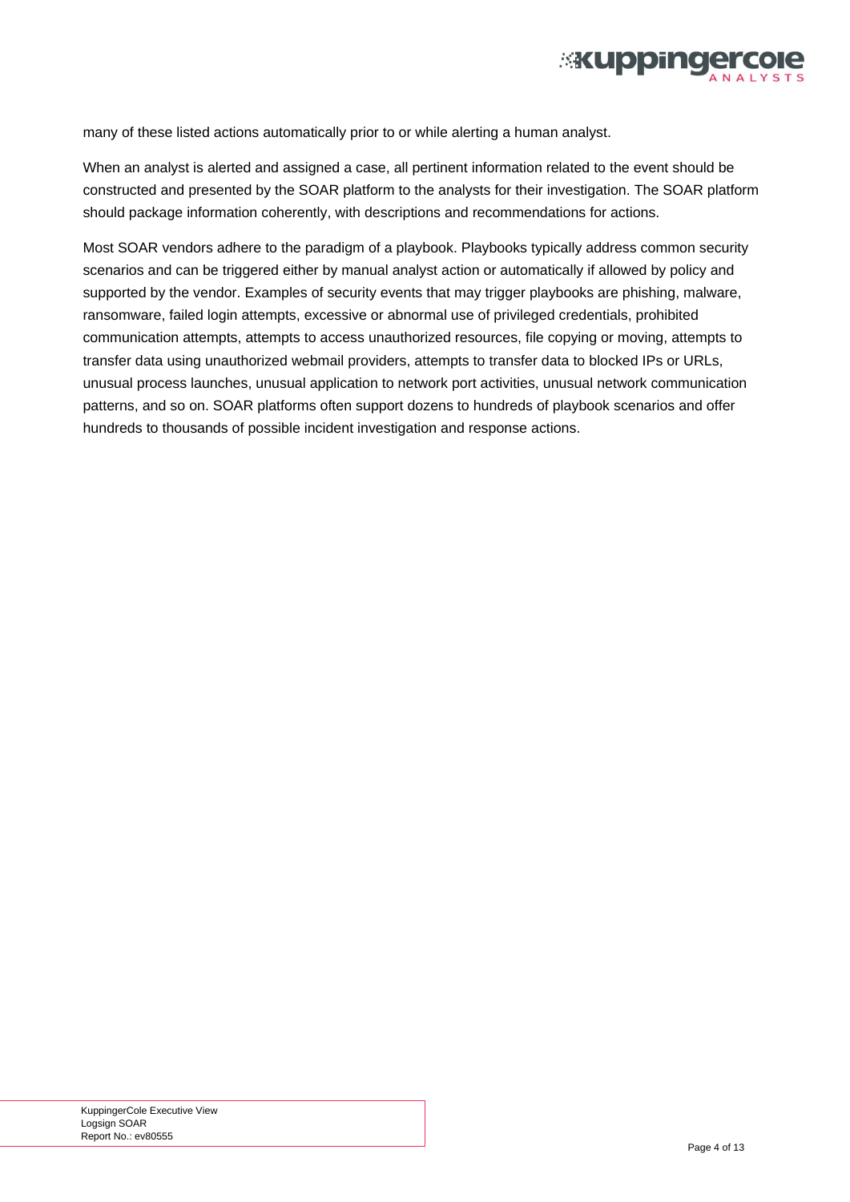many of these listed actions automatically prior to or while alerting a human analyst.

When an analyst is alerted and assigned a case, all pertinent information related to the event should be constructed and presented by the SOAR platform to the analysts for their investigation. The SOAR platform should package information coherently, with descriptions and recommendations for actions.

Most SOAR vendors adhere to the paradigm of a playbook. Playbooks typically address common security scenarios and can be triggered either by manual analyst action or automatically if allowed by policy and supported by the vendor. Examples of security events that may trigger playbooks are phishing, malware, ransomware, failed login attempts, excessive or abnormal use of privileged credentials, prohibited communication attempts, attempts to access unauthorized resources, file copying or moving, attempts to transfer data using unauthorized webmail providers, attempts to transfer data to blocked IPs or URLs, unusual process launches, unusual application to network port activities, unusual network communication patterns, and so on. SOAR platforms often support dozens to hundreds of playbook scenarios and offer hundreds to thousands of possible incident investigation and response actions.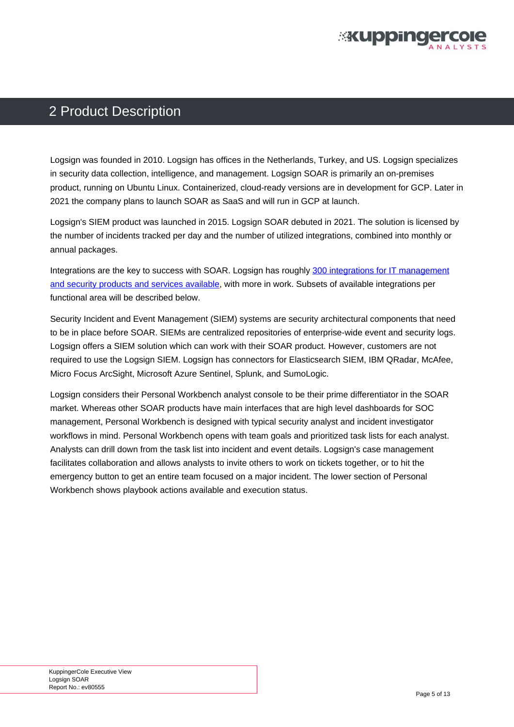# 2 Product Description

Logsign was founded in 2010. Logsign has offices in the Netherlands, Turkey, and US. Logsign specializes in security data collection, intelligence, and management. Logsign SOAR is primarily an on-premises product, running on Ubuntu Linux. Containerized, cloud-ready versions are in development for GCP. Later in 2021 the company plans to launch SOAR as SaaS and will run in GCP at launch.

Logsign's SIEM product was launched in 2015. Logsign SOAR debuted in 2021. The solution is licensed by the number of incidents tracked per day and the number of utilized integrations, combined into monthly or annual packages.

Integrations are the key to success with SOAR. Logsign has roughly 300 integrations for IT management and security products and services available, with more in work. Subsets of available integrations per functional area will be described below.

Security Incident and Event Management (SIEM) systems are security architectural components that need to be in place before SOAR. SIEMs are centralized repositories of enterprise-wide event and security logs. Logsign offers a SIEM solution which can work with their SOAR product. However, customers are not required to use the Logsign SIEM. Logsign has connectors for Elasticsearch SIEM, IBM QRadar, McAfee, Micro Focus ArcSight, Microsoft Azure Sentinel, Splunk, and SumoLogic.

Logsign considers their Personal Workbench analyst console to be their prime differentiator in the SOAR market. Whereas other SOAR products have main interfaces that are high level dashboards for SOC management, Personal Workbench is designed with typical security analyst and incident investigator workflows in mind. Personal Workbench opens with team goals and prioritized task lists for each analyst. Analysts can drill down from the task list into incident and event details. Logsign's case management facilitates collaboration and allows analysts to invite others to work on tickets together, or to hit the emergency button to get an entire team focused on a major incident. The lower section of Personal Workbench shows playbook actions available and execution status.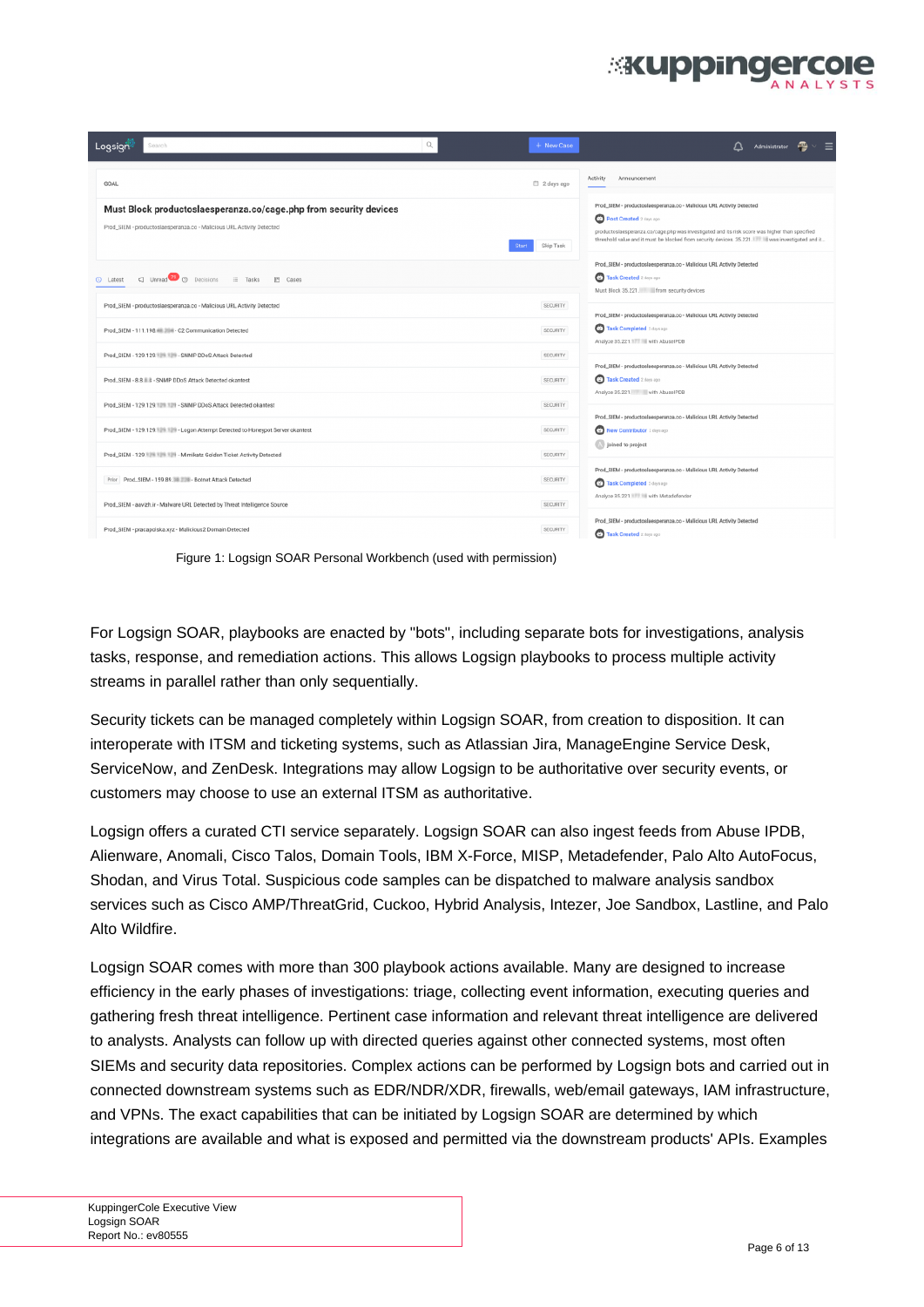Figure 1: Logsign SOAR Personal Workbench (used with permission)

For Logsign SOAR, playbooks are enacted by "bots", including separate bots for investigations, analysis tasks, response, and remediation actions. This allows Logsign playbooks to process multiple activity streams in parallel rather than only sequentially.

Security tickets can be managed completely within Logsign SOAR, from creation to disposition. It can interoperate with ITSM and ticketing systems, such as Atlassian Jira, ManageEngine Service Desk, ServiceNow, and ZenDesk. Integrations may allow Logsign to be authoritative over security events, or customers may choose to use an external ITSM as authoritative.

Logsign offers a curated CTI service separately. Logsign SOAR can also ingest feeds from Abuse IPDB, Alienware, Anomali, Cisco Talos, Domain Tools, IBM X-Force, MISP, Metadefender, Palo Alto AutoFocus, Shodan, and Virus Total. Suspicious code samples can be dispatched to malware analysis sandbox services such as Cisco AMP/ThreatGrid, Cuckoo, Hybrid Analysis, Intezer, Joe Sandbox, Lastline, and Palo Alto Wildfire.

Logsign SOAR comes with more than 300 playbook actions available. Many are designed to increase efficiency in the early phases of investigations: triage, collecting event information, executing queries and gathering fresh threat intelligence. Pertinent case information and relevant threat intelligence are delivered to analysts. Analysts can follow up with directed queries against other connected systems, most often SIEMs and security data repositories. Complex actions can be performed by Logsign bots and carried out in connected downstream systems such as EDR/NDR/XDR, firewalls, web/email gateways, IAM infrastructure, and VPNs. The exact capabilities that can be initiated by Logsign SOAR are determined by which integrations are available and what is exposed and permitted via the downstream products' APIs. Examples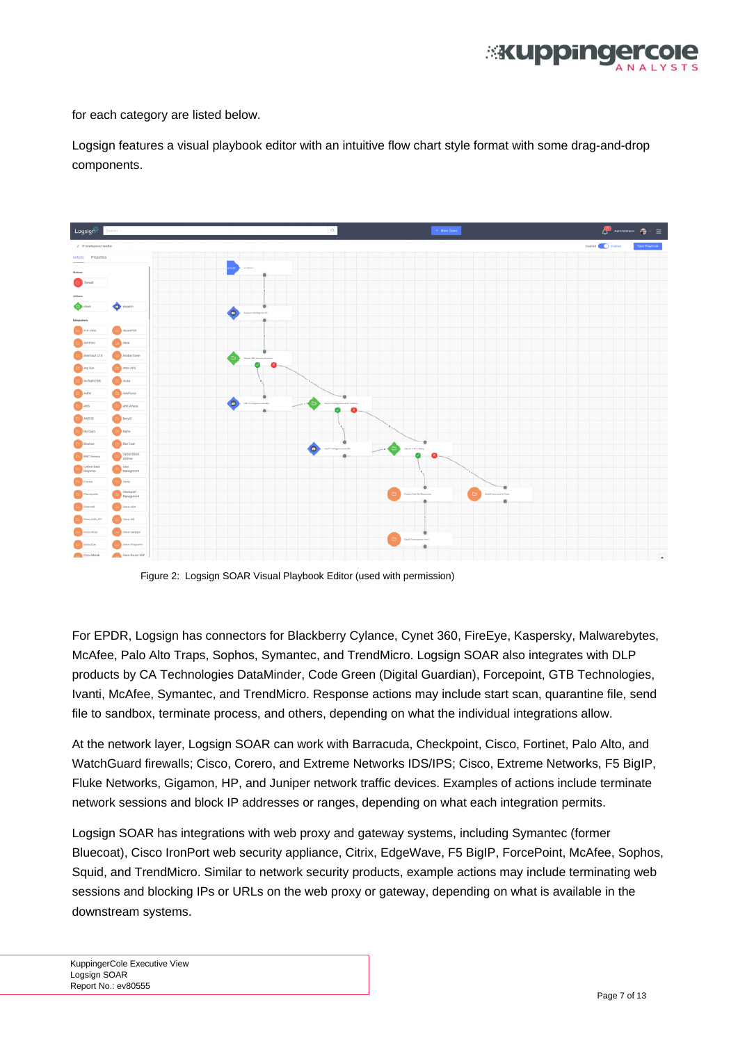for each category are listed below.

Logsign features a visual playbook editor with an intuitive flow chart style format with some drag-and-drop components.

Figure 2: Logsign SOAR Visual Playbook Editor (used with permission)

For EPDR, Logsign has connectors for Blackberry Cylance, Cynet 360, FireEye, Kaspersky, Malwarebytes, McAfee, Palo Alto Traps, Sophos, Symantec, and TrendMicro. Logsign SOAR also integrates with DLP products by CA Technologies DataMinder, Code Green (Digital Guardian), Forcepoint, GTB Technologies, Ivanti, McAfee, Symantec, and TrendMicro. Response actions may include start scan, quarantine file, send file to sandbox, terminate process, and others, depending on what the individual integrations allow.

At the network layer, Logsign SOAR can work with Barracuda, Checkpoint, Cisco, Fortinet, Palo Alto, and WatchGuard firewalls; Cisco, Corero, and Extreme Networks IDS/IPS; Cisco, Extreme Networks, F5 BigIP, Fluke Networks, Gigamon, HP, and Juniper network traffic devices. Examples of actions include terminate network sessions and block IP addresses or ranges, depending on what each integration permits.

Logsign SOAR has integrations with web proxy and gateway systems, including Symantec (former Bluecoat), Cisco IronPort web security appliance, Citrix, EdgeWave, F5 BigIP, ForcePoint, McAfee, Sophos, Squid, and TrendMicro. Similar to network security products, example actions may include terminating web sessions and blocking IPs or URLs on the web proxy or gateway, depending on what is available in the downstream systems.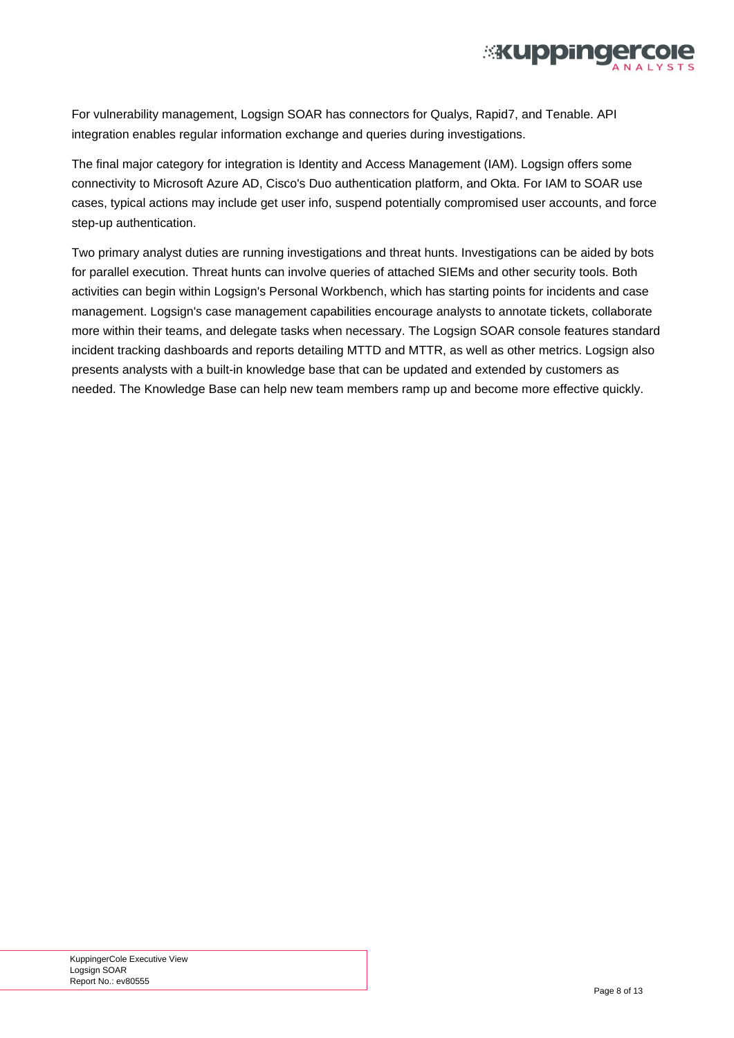For vulnerability management, Logsign SOAR has connectors for Qualys, Rapid7, and Tenable. API integration enables regular information exchange and queries during investigations.

The final major category for integration is Identity and Access Management (IAM). Logsign offers some connectivity to Microsoft Azure AD, Cisco's Duo authentication platform, and Okta. For IAM to SOAR use cases, typical actions may include get user info, suspend potentially compromised user accounts, and force step-up authentication.

Two primary analyst duties are running investigations and threat hunts. Investigations can be aided by bots for parallel execution. Threat hunts can involve queries of attached SIEMs and other security tools. Both activities can begin within Logsign's Personal Workbench, which has starting points for incidents and case management. Logsign's case management capabilities encourage analysts to annotate tickets, collaborate more within their teams, and delegate tasks when necessary. The Logsign SOAR console features standard incident tracking dashboards and reports detailing MTTD and MTTR, as well as other metrics. Logsign also presents analysts with a built-in knowledge base that can be updated and extended by customers as needed. The Knowledge Base can help new team members ramp up and become more effective quickly.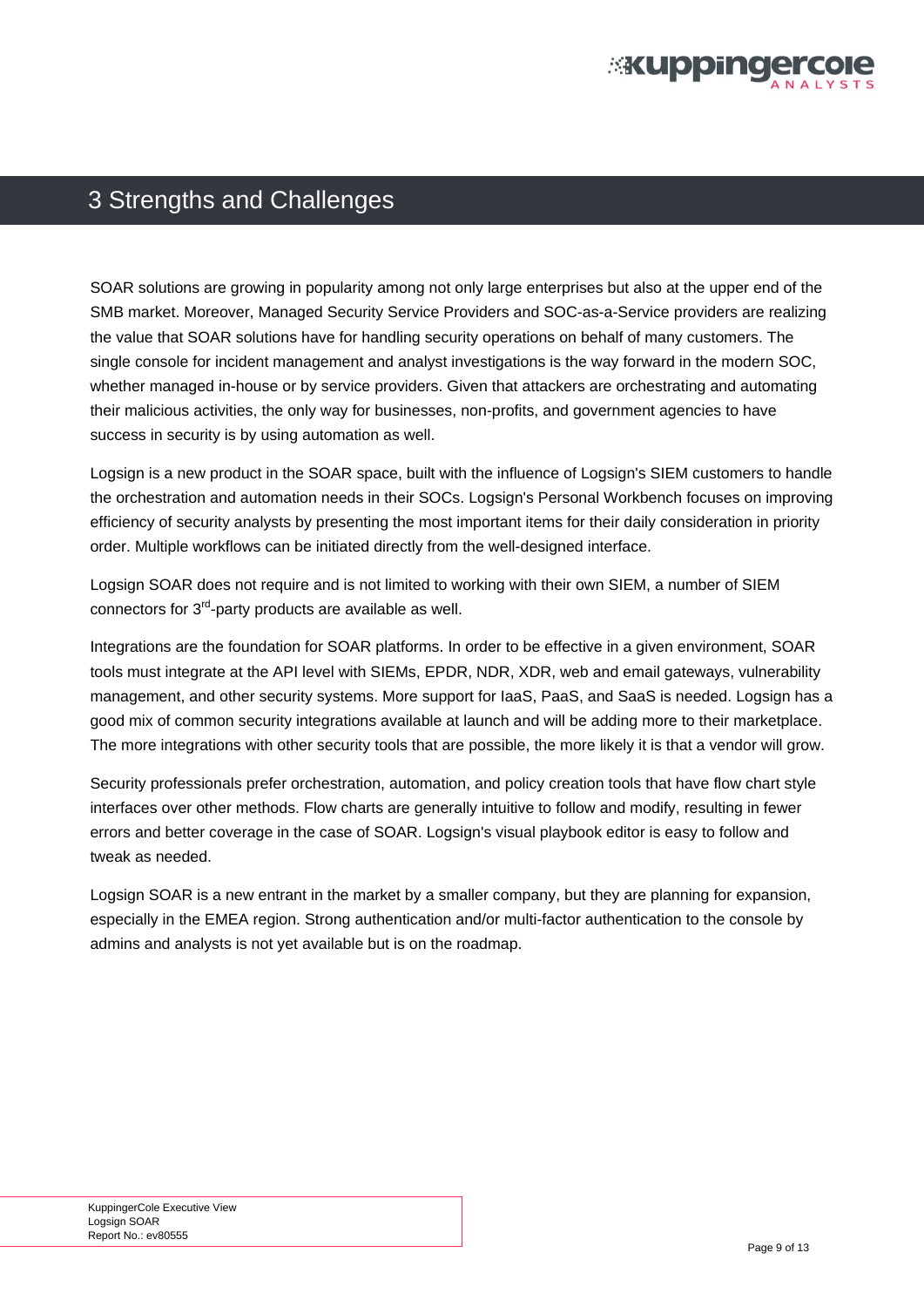# 3 Strengths and Challenges

SOAR solutions are growing in popularity among not only large enterprises but also at the upper end of the SMB market. Moreover, Managed Security Service Providers and SOC-as-a-Service providers are realizing the value that SOAR solutions have for handling security operations on behalf of many customers. The single console for incident management and analyst investigations is the way forward in the modern SOC, whether managed in-house or by service providers. Given that attackers are orchestrating and automating their malicious activities, the only way for businesses, non-profits, and government agencies to have success in security is by using automation as well.

Logsign is a new product in the SOAR space, built with the influence of Logsign's SIEM customers to handle the orchestration and automation needs in their SOCs. Logsign's Personal Workbench focuses on improving efficiency of security analysts by presenting the most important items for their daily consideration in priority order. Multiple workflows can be initiated directly from the well-designed interface.

Logsign SOAR does not require and is not limited to working with their own SIEM, a number of SIEM connectors for 3rd-party products are available as well.

Integrations are the foundation for SOAR platforms. In order to be effective in a given environment, SOAR tools must integrate at the API level with SIEMs, EPDR, NDR, XDR, web and email gateways, vulnerability management, and other security systems. More support for IaaS, PaaS, and SaaS is needed. Logsign has a good mix of common security integrations available at launch and will be adding more to their marketplace. The more integrations with other security tools that are possible, the more likely it is that a vendor will grow.

Security professionals prefer orchestration, automation, and policy creation tools that have flow chart style interfaces over other methods. Flow charts are generally intuitive to follow and modify, resulting in fewer errors and better coverage in the case of SOAR. Logsign's visual playbook editor is easy to follow and tweak as needed.

Logsign SOAR is a new entrant in the market by a smaller company, but they are planning for expansion, especially in the EMEA region. Strong authentication and/or multi-factor authentication to the console by admins and analysts is not yet available but is on the roadmap.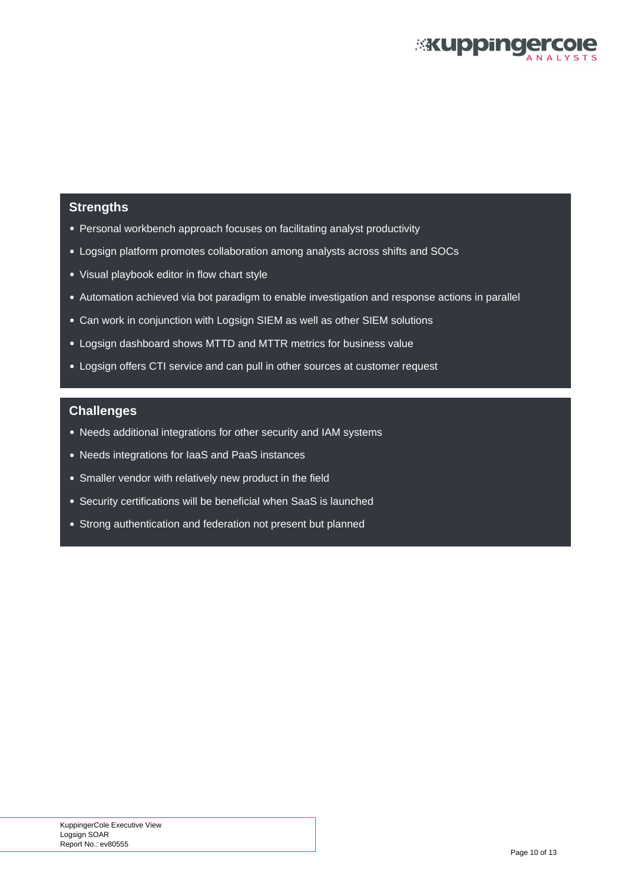## Strengths

- Personal workbench approach focuses on facilitating analyst productivity
- Logsign platform promotes collaboration among analysts across shifts and SOCs
- Visual playbook editor in flow chart style
- Automation achieved via bot paradigm to enable investigation and response actions in parallel
- Can work in conjunction with Logsign SIEM as well as other SIEM solutions
- Logsign dashboard shows MTTD and MTTR metrics for business value
- Logsign offers CTI service and can pull in other sources at customer request

## Challenges

- Needs additional integrations for other security and IAM systems
- Needs integrations for IaaS and PaaS instances
- Smaller vendor with relatively new product in the field
- Security certifications will be beneficial when SaaS is launched
- Strong authentication and federation not present but planned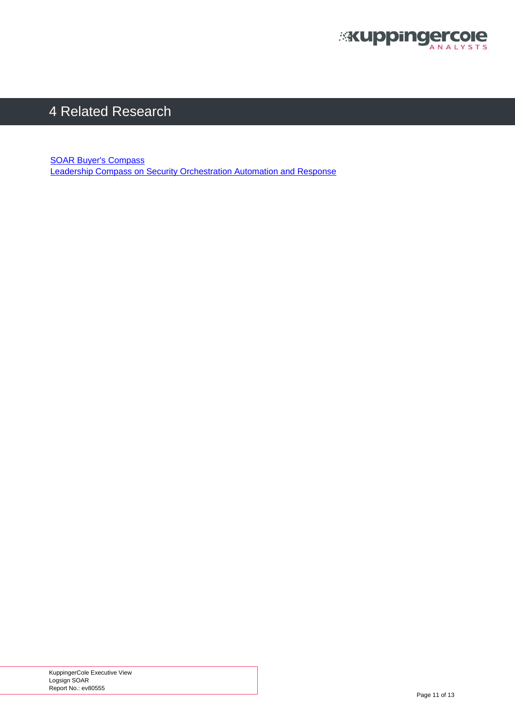# 4 Related Research

SOAR Buyer's Compass
Leadership Compass on Security Orchestration Automation and Response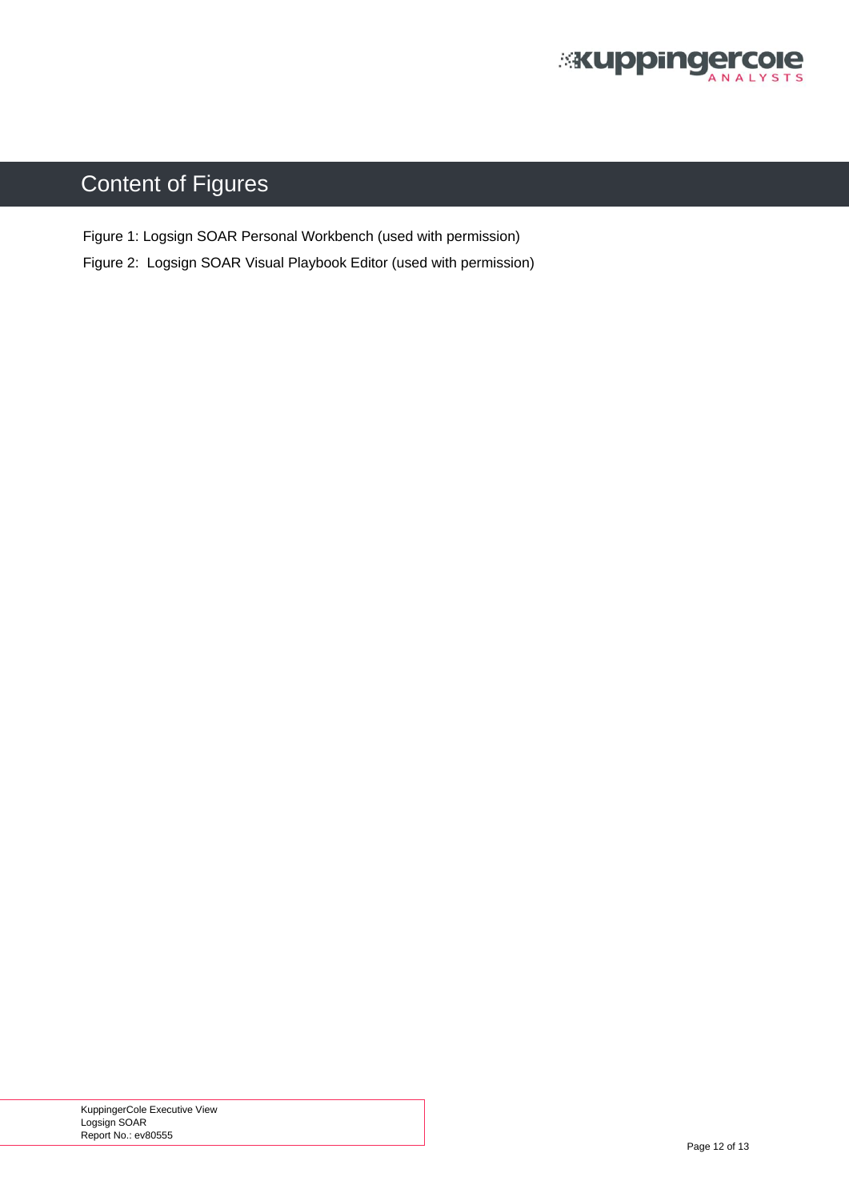# Content of Figures

Figure 1: Logsign SOAR Personal Workbench (used with permission)

Figure 2: Logsign SOAR Visual Playbook Editor (used with permission)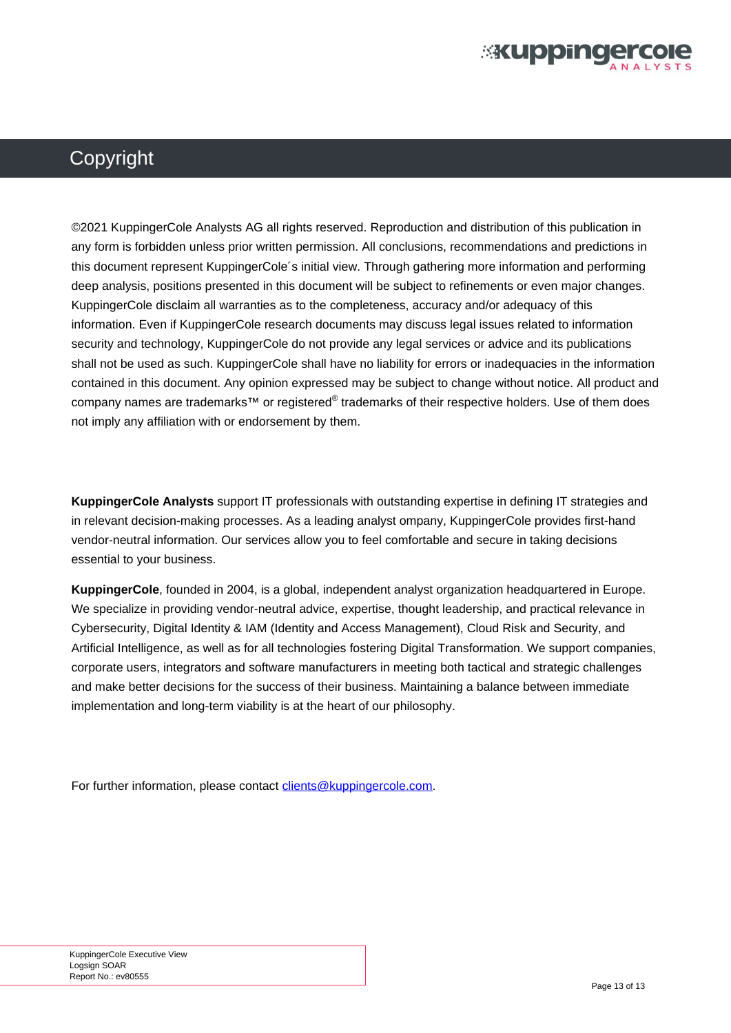# Copyright

©2021 KuppingerCole Analysts AG all rights reserved. Reproduction and distribution of this publication in any form is forbidden unless prior written permission. All conclusions, recommendations and predictions in this document represent KuppingerCole´s initial view. Through gathering more information and performing deep analysis, positions presented in this document will be subject to refinements or even major changes. KuppingerCole disclaim all warranties as to the completeness, accuracy and/or adequacy of this information. Even if KuppingerCole research documents may discuss legal issues related to information security and technology, KuppingerCole do not provide any legal services or advice and its publications shall not be used as such. KuppingerCole shall have no liability for errors or inadequacies in the information contained in this document. Any opinion expressed may be subject to change without notice. All product and company names are trademarks™ or registered® trademarks of their respective holders. Use of them does not imply any affiliation with or endorsement by them.

**KuppingerCole Analysts** support IT professionals with outstanding expertise in defining IT strategies and in relevant decision-making processes. As a leading analyst ompany, KuppingerCole provides first-hand vendor-neutral information. Our services allow you to feel comfortable and secure in taking decisions essential to your business.

**KuppingerCole**, founded in 2004, is a global, independent analyst organization headquartered in Europe. We specialize in providing vendor-neutral advice, expertise, thought leadership, and practical relevance in Cybersecurity, Digital Identity & IAM (Identity and Access Management), Cloud Risk and Security, and Artificial Intelligence, as well as for all technologies fostering Digital Transformation. We support companies, corporate users, integrators and software manufacturers in meeting both tactical and strategic challenges and make better decisions for the success of their business. Maintaining a balance between immediate implementation and long-term viability is at the heart of our philosophy.

For further information, please contact clients@kuppingercole.com.